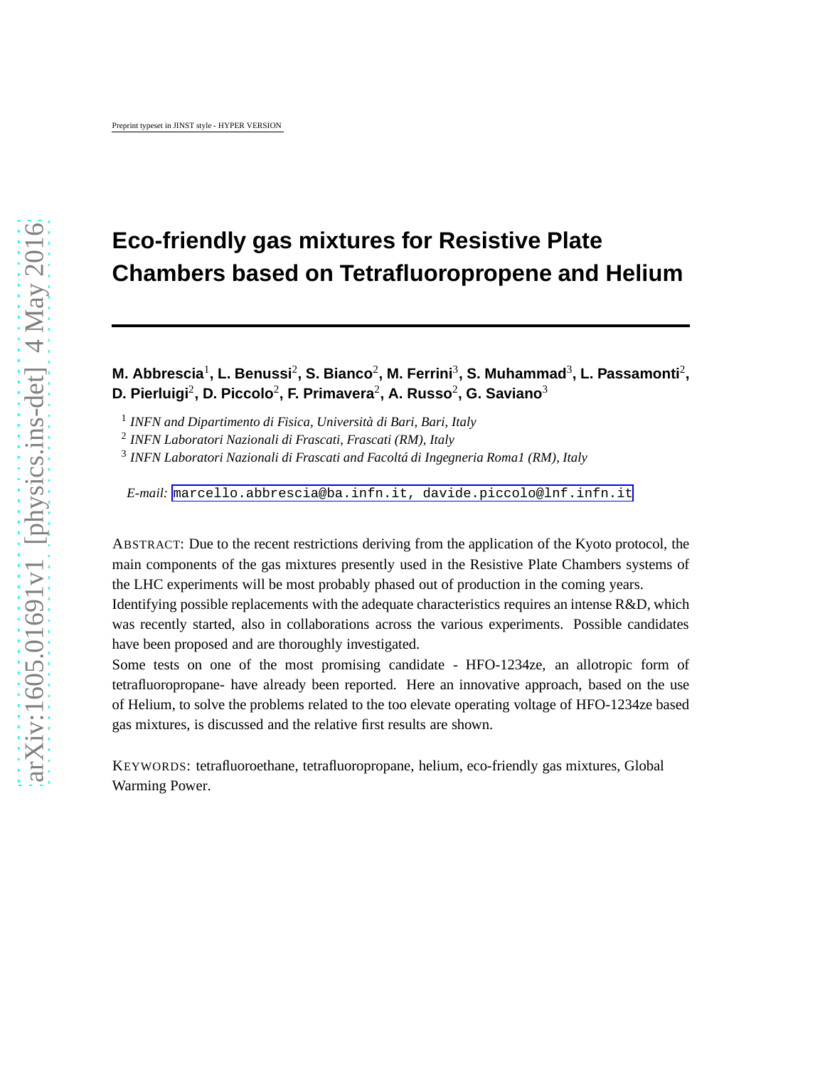Preprint typeset in JINST style - HYPER VERSION

# Eco-friendly gas mixtures for Resistive Plate Chambers based on Tetrafluoropropene and Helium

**M. Abbrescia**[1]**, L. Benussi**[2]**, S. Bianco**[2]**, M. Ferrini**[3]**, S. Muhammad**[3]**, L. Passamonti**[2]**, D. Pierluigi**[2]**, D. Piccolo**[2]**, F. Primavera**[2]**, A. Russo**[2]**, G. Saviano**[3]

[1] *INFN and Dipartimento di Fisica, Università di Bari, Bari, Italy*
[2] *INFN Laboratori Nazionali di Frascati, Frascati (RM), Italy*
[3] *INFN Laboratori Nazionali di Frascati and Facoltá di Ingegneria Roma1 (RM), Italy*

*E-mail:* marcello.abbrescia@ba.infn.it, davide.piccolo@lnf.infn.it

ABSTRACT: Due to the recent restrictions deriving from the application of the Kyoto protocol, the main components of the gas mixtures presently used in the Resistive Plate Chambers systems of the LHC experiments will be most probably phased out of production in the coming years.
Identifying possible replacements with the adequate characteristics requires an intense R&D, which was recently started, also in collaborations across the various experiments. Possible candidates have been proposed and are thoroughly investigated.
Some tests on one of the most promising candidate - HFO-1234ze, an allotropic form of tetrafluoropropane- have already been reported. Here an innovative approach, based on the use of Helium, to solve the problems related to the too elevate operating voltage of HFO-1234ze based gas mixtures, is discussed and the relative first results are shown.

KEYWORDS: tetrafluoroethane, tetrafluoropropane, helium, eco-friendly gas mixtures, Global Warming Power.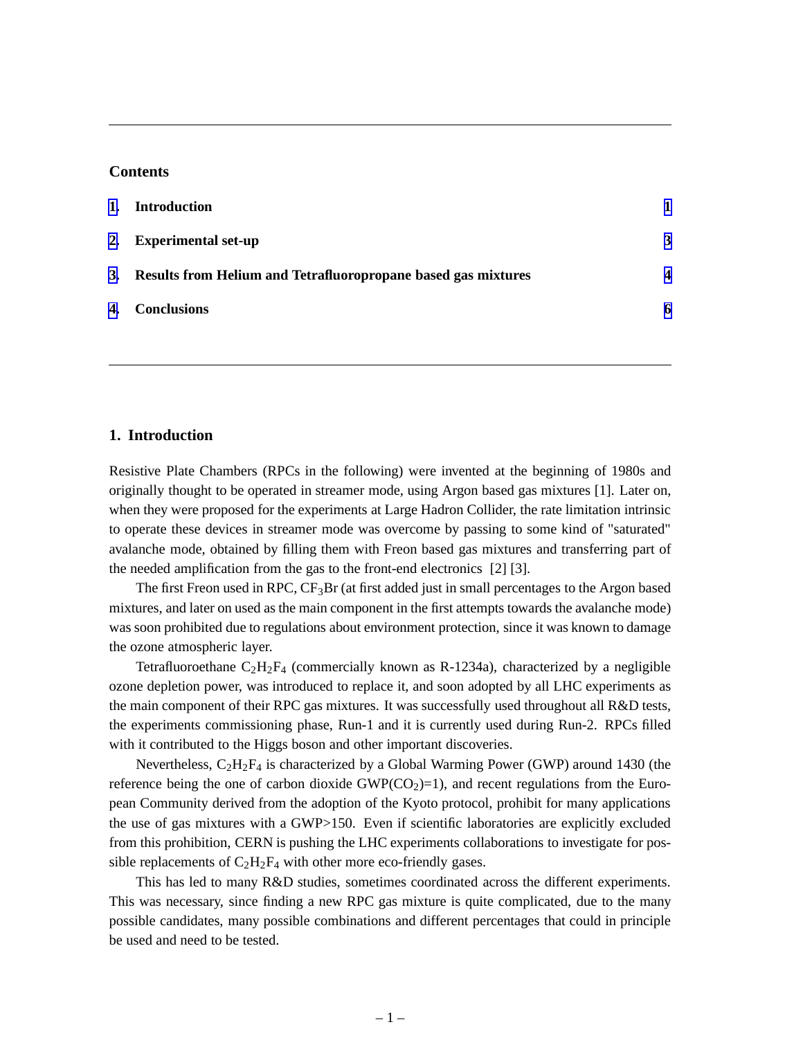## Contents

1. Introduction — 1
2. Experimental set-up — 3
3. Results from Helium and Tetrafluoropropane based gas mixtures — 4
4. Conclusions — 6

## 1. Introduction

Resistive Plate Chambers (RPCs in the following) were invented at the beginning of 1980s and originally thought to be operated in streamer mode, using Argon based gas mixtures [1]. Later on, when they were proposed for the experiments at Large Hadron Collider, the rate limitation intrinsic to operate these devices in streamer mode was overcome by passing to some kind of "saturated" avalanche mode, obtained by filling them with Freon based gas mixtures and transferring part of the needed amplification from the gas to the front-end electronics [2] [3].

The first Freon used in RPC, $CF_3Br$ (at first added just in small percentages to the Argon based mixtures, and later on used as the main component in the first attempts towards the avalanche mode) was soon prohibited due to regulations about environment protection, since it was known to damage the ozone atmospheric layer.

Tetrafluoroethane $C_2H_2F_4$ (commercially known as R-1234a), characterized by a negligible ozone depletion power, was introduced to replace it, and soon adopted by all LHC experiments as the main component of their RPC gas mixtures. It was successfully used throughout all R&D tests, the experiments commissioning phase, Run-1 and it is currently used during Run-2. RPCs filled with it contributed to the Higgs boson and other important discoveries.

Nevertheless, $C_2H_2F_4$ is characterized by a Global Warming Power (GWP) around 1430 (the reference being the one of carbon dioxide GWP($CO_2$)=1), and recent regulations from the European Community derived from the adoption of the Kyoto protocol, prohibit for many applications the use of gas mixtures with a GWP>150. Even if scientific laboratories are explicitly excluded from this prohibition, CERN is pushing the LHC experiments collaborations to investigate for possible replacements of $C_2H_2F_4$ with other more eco-friendly gases.

This has led to many R&D studies, sometimes coordinated across the different experiments. This was necessary, since finding a new RPC gas mixture is quite complicated, due to the many possible candidates, many possible combinations and different percentages that could in principle be used and need to be tested.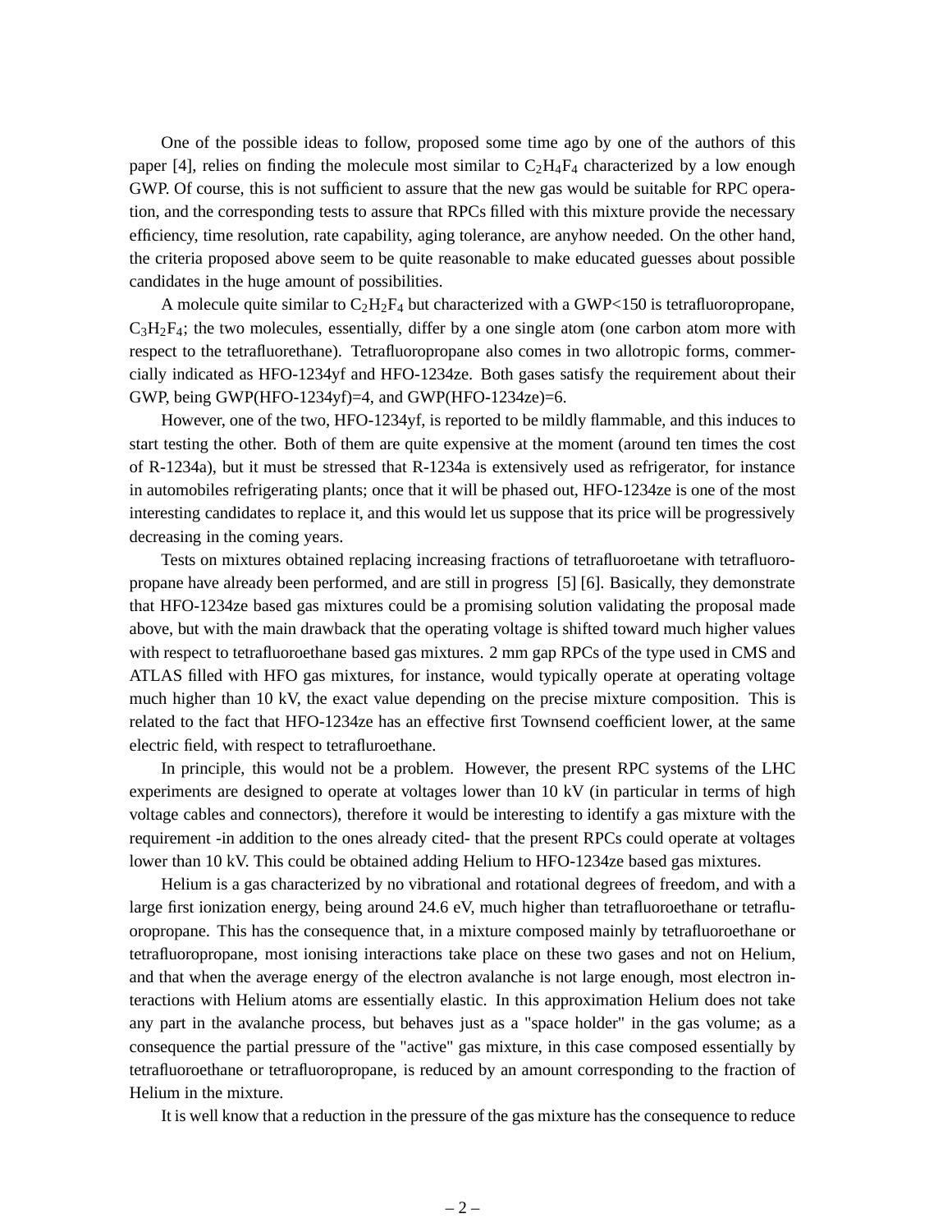One of the possible ideas to follow, proposed some time ago by one of the authors of this paper [4], relies on finding the molecule most similar to $C_2H_4F_4$ characterized by a low enough GWP. Of course, this is not sufficient to assure that the new gas would be suitable for RPC operation, and the corresponding tests to assure that RPCs filled with this mixture provide the necessary efficiency, time resolution, rate capability, aging tolerance, are anyhow needed. On the other hand, the criteria proposed above seem to be quite reasonable to make educated guesses about possible candidates in the huge amount of possibilities.

A molecule quite similar to $C_2H_2F_4$ but characterized with a GWP<150 is tetrafluoropropane, $C_3H_2F_4$; the two molecules, essentially, differ by a one single atom (one carbon atom more with respect to the tetrafluorethane). Tetrafluoropropane also comes in two allotropic forms, commercially indicated as HFO-1234yf and HFO-1234ze. Both gases satisfy the requirement about their GWP, being GWP(HFO-1234yf)=4, and GWP(HFO-1234ze)=6.

However, one of the two, HFO-1234yf, is reported to be mildly flammable, and this induces to start testing the other. Both of them are quite expensive at the moment (around ten times the cost of R-1234a), but it must be stressed that R-1234a is extensively used as refrigerator, for instance in automobiles refrigerating plants; once that it will be phased out, HFO-1234ze is one of the most interesting candidates to replace it, and this would let us suppose that its price will be progressively decreasing in the coming years.

Tests on mixtures obtained replacing increasing fractions of tetrafluoroetane with tetrafluoropropane have already been performed, and are still in progress [5] [6]. Basically, they demonstrate that HFO-1234ze based gas mixtures could be a promising solution validating the proposal made above, but with the main drawback that the operating voltage is shifted toward much higher values with respect to tetrafluoroethane based gas mixtures. 2 mm gap RPCs of the type used in CMS and ATLAS filled with HFO gas mixtures, for instance, would typically operate at operating voltage much higher than 10 kV, the exact value depending on the precise mixture composition. This is related to the fact that HFO-1234ze has an effective first Townsend coefficient lower, at the same electric field, with respect to tetrafluroethane.

In principle, this would not be a problem. However, the present RPC systems of the LHC experiments are designed to operate at voltages lower than 10 kV (in particular in terms of high voltage cables and connectors), therefore it would be interesting to identify a gas mixture with the requirement -in addition to the ones already cited- that the present RPCs could operate at voltages lower than 10 kV. This could be obtained adding Helium to HFO-1234ze based gas mixtures.

Helium is a gas characterized by no vibrational and rotational degrees of freedom, and with a large first ionization energy, being around 24.6 eV, much higher than tetrafluoroethane or tetrafluoropropane. This has the consequence that, in a mixture composed mainly by tetrafluoroethane or tetrafluoropropane, most ionising interactions take place on these two gases and not on Helium, and that when the average energy of the electron avalanche is not large enough, most electron interactions with Helium atoms are essentially elastic. In this approximation Helium does not take any part in the avalanche process, but behaves just as a "space holder" in the gas volume; as a consequence the partial pressure of the "active" gas mixture, in this case composed essentially by tetrafluoroethane or tetrafluoropropane, is reduced by an amount corresponding to the fraction of Helium in the mixture.

It is well know that a reduction in the pressure of the gas mixture has the consequence to reduce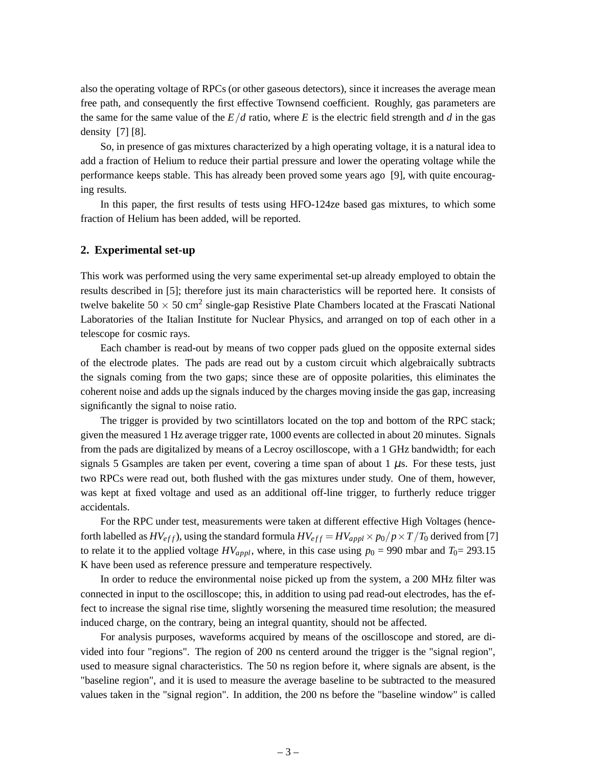also the operating voltage of RPCs (or other gaseous detectors), since it increases the average mean free path, and consequently the first effective Townsend coefficient. Roughly, gas parameters are the same for the same value of the $E/d$ ratio, where $E$ is the electric field strength and $d$ in the gas density [7] [8].

So, in presence of gas mixtures characterized by a high operating voltage, it is a natural idea to add a fraction of Helium to reduce their partial pressure and lower the operating voltage while the performance keeps stable. This has already been proved some years ago [9], with quite encouraging results.

In this paper, the first results of tests using HFO-124ze based gas mixtures, to which some fraction of Helium has been added, will be reported.

## 2. Experimental set-up

This work was performed using the very same experimental set-up already employed to obtain the results described in [5]; therefore just its main characteristics will be reported here. It consists of twelve bakelite $50 \times 50$ cm$^2$ single-gap Resistive Plate Chambers located at the Frascati National Laboratories of the Italian Institute for Nuclear Physics, and arranged on top of each other in a telescope for cosmic rays.

Each chamber is read-out by means of two copper pads glued on the opposite external sides of the electrode plates. The pads are read out by a custom circuit which algebraically subtracts the signals coming from the two gaps; since these are of opposite polarities, this eliminates the coherent noise and adds up the signals induced by the charges moving inside the gas gap, increasing significantly the signal to noise ratio.

The trigger is provided by two scintillators located on the top and bottom of the RPC stack; given the measured 1 Hz average trigger rate, 1000 events are collected in about 20 minutes. Signals from the pads are digitalized by means of a Lecroy oscilloscope, with a 1 GHz bandwidth; for each signals 5 Gsamples are taken per event, covering a time span of about 1 $\mu$s. For these tests, just two RPCs were read out, both flushed with the gas mixtures under study. One of them, however, was kept at fixed voltage and used as an additional off-line trigger, to furtherly reduce trigger accidentals.

For the RPC under test, measurements were taken at different effective High Voltages (henceforth labelled as $HV_{eff}$), using the standard formula $HV_{eff} = HV_{appl} \times p_0/p \times T/T_0$ derived from [7] to relate it to the applied voltage $HV_{appl}$, where, in this case using $p_0$ = 990 mbar and $T_0$= 293.15 K have been used as reference pressure and temperature respectively.

In order to reduce the environmental noise picked up from the system, a 200 MHz filter was connected in input to the oscilloscope; this, in addition to using pad read-out electrodes, has the effect to increase the signal rise time, slightly worsening the measured time resolution; the measured induced charge, on the contrary, being an integral quantity, should not be affected.

For analysis purposes, waveforms acquired by means of the oscilloscope and stored, are divided into four "regions". The region of 200 ns centerd around the trigger is the "signal region", used to measure signal characteristics. The 50 ns region before it, where signals are absent, is the "baseline region", and it is used to measure the average baseline to be subtracted to the measured values taken in the "signal region". In addition, the 200 ns before the "baseline window" is called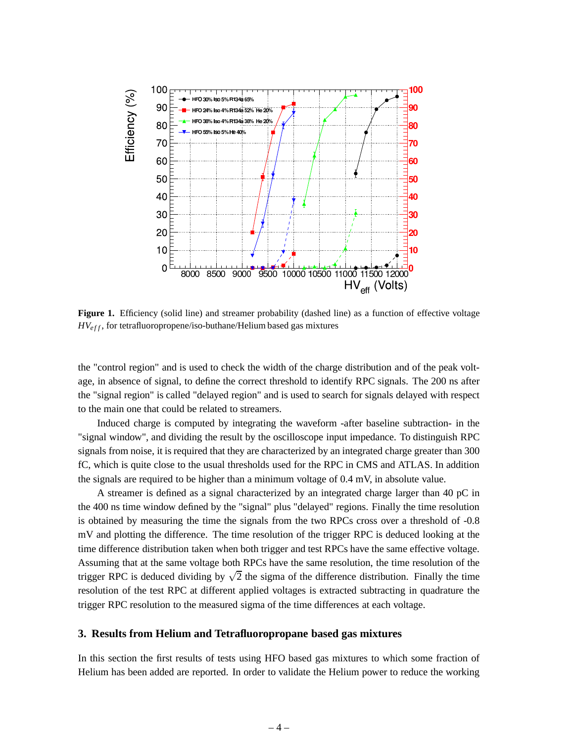Figure 1. Efficiency (solid line) and streamer probability (dashed line) as a function of effective voltage $HV_{eff}$, for tetrafluoropropene/iso-buthane/Helium based gas mixtures

the "control region" and is used to check the width of the charge distribution and of the peak voltage, in absence of signal, to define the correct threshold to identify RPC signals. The 200 ns after the "signal region" is called "delayed region" and is used to search for signals delayed with respect to the main one that could be related to streamers.

Induced charge is computed by integrating the waveform -after baseline subtraction- in the "signal window", and dividing the result by the oscilloscope input impedance. To distinguish RPC signals from noise, it is required that they are characterized by an integrated charge greater than 300 fC, which is quite close to the usual thresholds used for the RPC in CMS and ATLAS. In addition the signals are required to be higher than a minimum voltage of 0.4 mV, in absolute value.

A streamer is defined as a signal characterized by an integrated charge larger than 40 pC in the 400 ns time window defined by the "signal" plus "delayed" regions. Finally the time resolution is obtained by measuring the time the signals from the two RPCs cross over a threshold of -0.8 mV and plotting the difference. The time resolution of the trigger RPC is deduced looking at the time difference distribution taken when both trigger and test RPCs have the same effective voltage. Assuming that at the same voltage both RPCs have the same resolution, the time resolution of the trigger RPC is deduced dividing by $\sqrt{2}$ the sigma of the difference distribution. Finally the time resolution of the test RPC at different applied voltages is extracted subtracting in quadrature the trigger RPC resolution to the measured sigma of the time differences at each voltage.

## 3. Results from Helium and Tetrafluoropropane based gas mixtures

In this section the first results of tests using HFO based gas mixtures to which some fraction of Helium has been added are reported. In order to validate the Helium power to reduce the working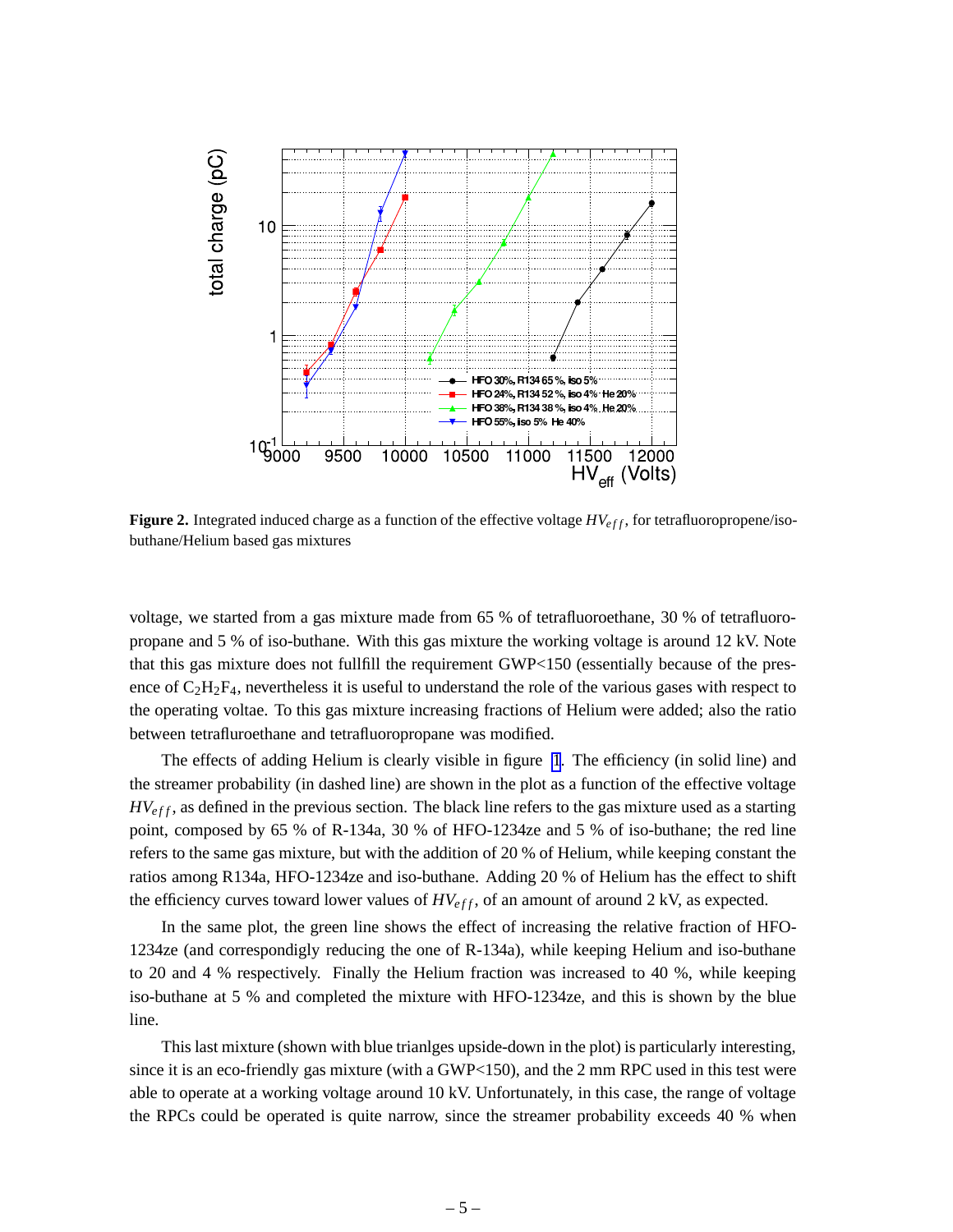**Figure 2.** Integrated induced charge as a function of the effective voltage $HV_{eff}$, for tetrafluoropropene/iso-buthane/Helium based gas mixtures

voltage, we started from a gas mixture made from 65 % of tetrafluoroethane, 30 % of tetrafluoropropane and 5 % of iso-buthane. With this gas mixture the working voltage is around 12 kV. Note that this gas mixture does not fullfill the requirement GWP<150 (essentially because of the presence of $C_2H_2F_4$, nevertheless it is useful to understand the role of the various gases with respect to the operating voltae. To this gas mixture increasing fractions of Helium were added; also the ratio between tetrafluroethane and tetrafluoropropane was modified.

The effects of adding Helium is clearly visible in figure 1. The efficiency (in solid line) and the streamer probability (in dashed line) are shown in the plot as a function of the effective voltage $HV_{eff}$, as defined in the previous section. The black line refers to the gas mixture used as a starting point, composed by 65 % of R-134a, 30 % of HFO-1234ze and 5 % of iso-buthane; the red line refers to the same gas mixture, but with the addition of 20 % of Helium, while keeping constant the ratios among R134a, HFO-1234ze and iso-buthane. Adding 20 % of Helium has the effect to shift the efficiency curves toward lower values of $HV_{eff}$, of an amount of around 2 kV, as expected.

In the same plot, the green line shows the effect of increasing the relative fraction of HFO-1234ze (and correspondigly reducing the one of R-134a), while keeping Helium and iso-buthane to 20 and 4 % respectively. Finally the Helium fraction was increased to 40 %, while keeping iso-buthane at 5 % and completed the mixture with HFO-1234ze, and this is shown by the blue line.

This last mixture (shown with blue trianlges upside-down in the plot) is particularly interesting, since it is an eco-friendly gas mixture (with a GWP<150), and the 2 mm RPC used in this test were able to operate at a working voltage around 10 kV. Unfortunately, in this case, the range of voltage the RPCs could be operated is quite narrow, since the streamer probability exceeds 40 % when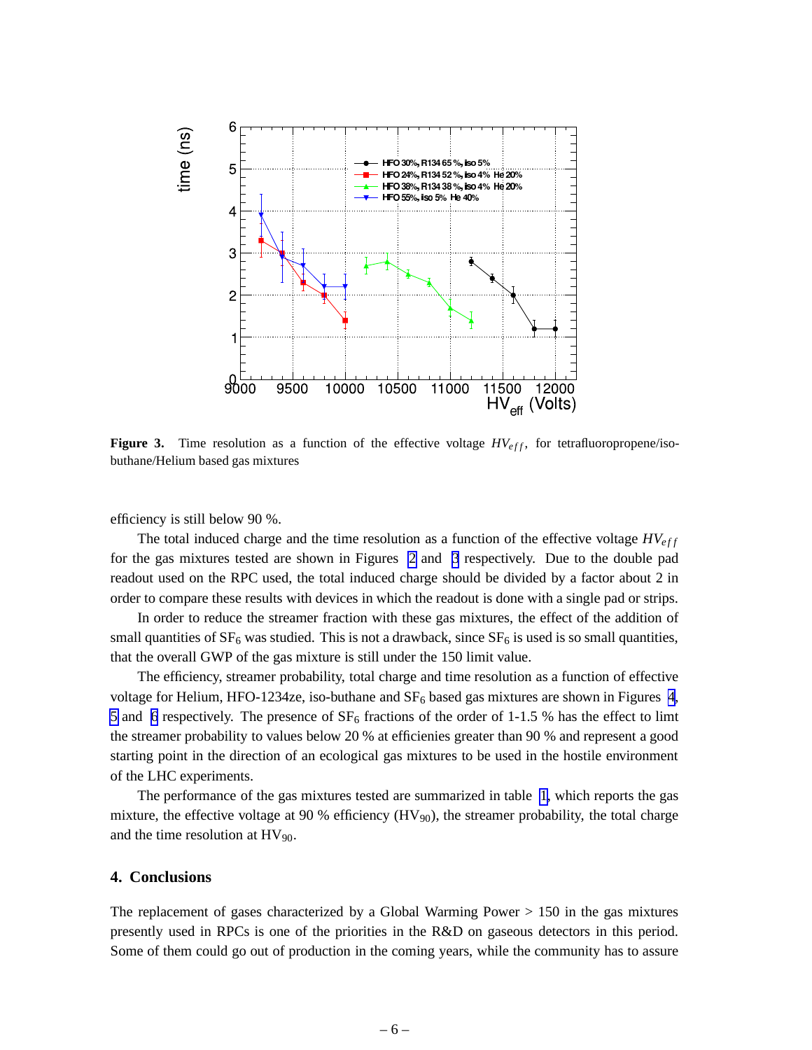**Figure 3.** Time resolution as a function of the effective voltage $HV_{eff}$, for tetrafluoropropene/iso-buthane/Helium based gas mixtures

efficiency is still below 90 %.

The total induced charge and the time resolution as a function of the effective voltage $HV_{eff}$ for the gas mixtures tested are shown in Figures 2 and 3 respectively. Due to the double pad readout used on the RPC used, the total induced charge should be divided by a factor about 2 in order to compare these results with devices in which the readout is done with a single pad or strips.

In order to reduce the streamer fraction with these gas mixtures, the effect of the addition of small quantities of $SF_6$ was studied. This is not a drawback, since $SF_6$ is used is so small quantities, that the overall GWP of the gas mixture is still under the 150 limit value.

The efficiency, streamer probability, total charge and time resolution as a function of effective voltage for Helium, HFO-1234ze, iso-butane and $SF_6$ based gas mixtures are shown in Figures 4, 5 and 6 respectively. The presence of $SF_6$ fractions of the order of 1-1.5 % has the effect to limt the streamer probability to values below 20 % at efficienies greater than 90 % and represent a good starting point in the direction of an ecological gas mixtures to be used in the hostile environment of the LHC experiments.

The performance of the gas mixtures tested are summarized in table 1, which reports the gas mixture, the effective voltage at 90 % efficiency ($HV_{90}$), the streamer probability, the total charge and the time resolution at $HV_{90}$.

## 4. Conclusions

The replacement of gases characterized by a Global Warming Power > 150 in the gas mixtures presently used in RPCs is one of the priorities in the R&D on gaseous detectors in this period. Some of them could go out of production in the coming years, while the community has to assure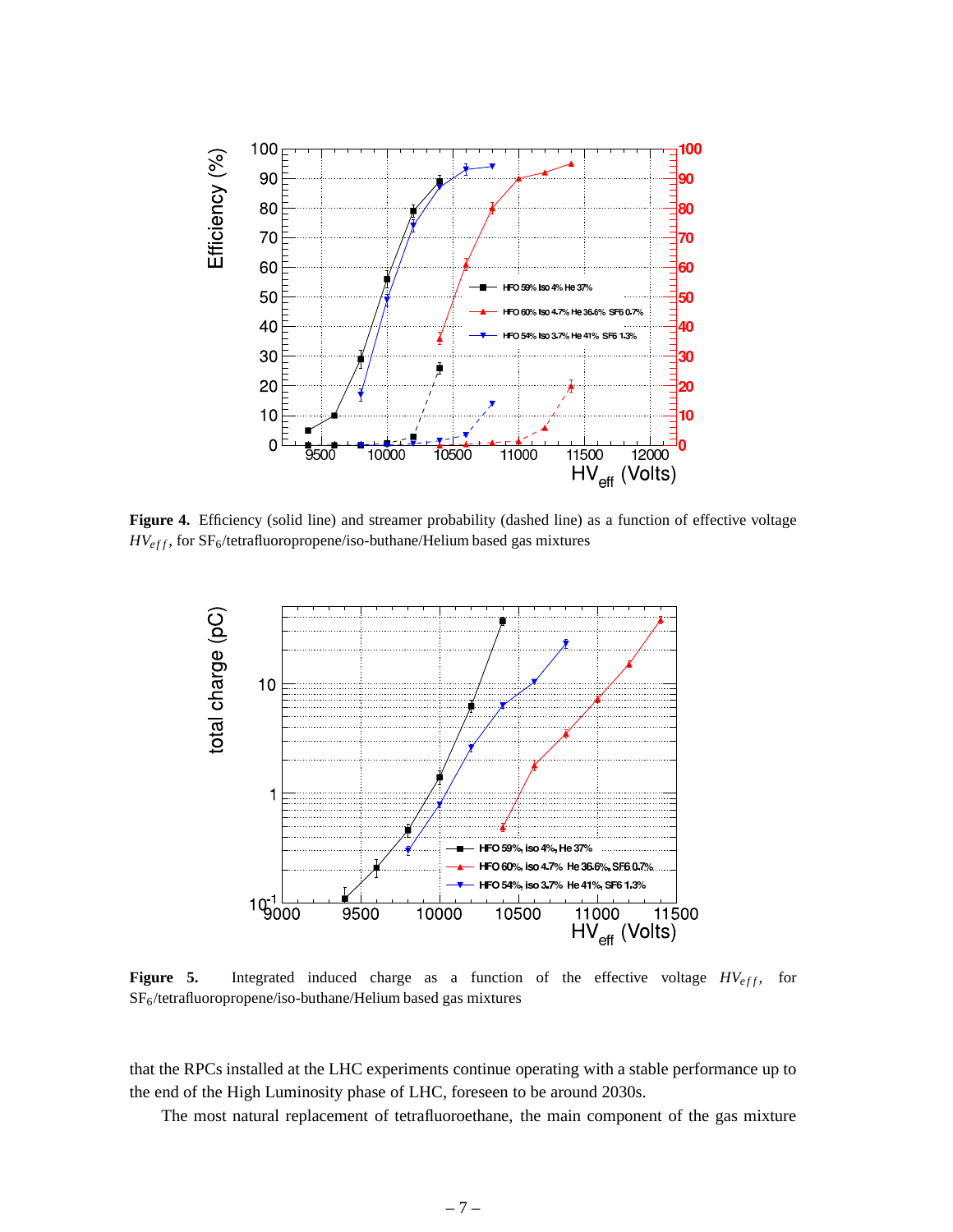**Figure 4.** Efficiency (solid line) and streamer probability (dashed line) as a function of effective voltage $HV_{eff}$, for $SF_6$/tetrafluoropropene/iso-buthane/Helium based gas mixtures

**Figure 5.** Integrated induced charge as a function of the effective voltage $HV_{eff}$, for $SF_6$/tetrafluoropropene/iso-buthane/Helium based gas mixtures

that the RPCs installed at the LHC experiments continue operating with a stable performance up to the end of the High Luminosity phase of LHC, foreseen to be around 2030s.

The most natural replacement of tetrafluoroethane, the main component of the gas mixture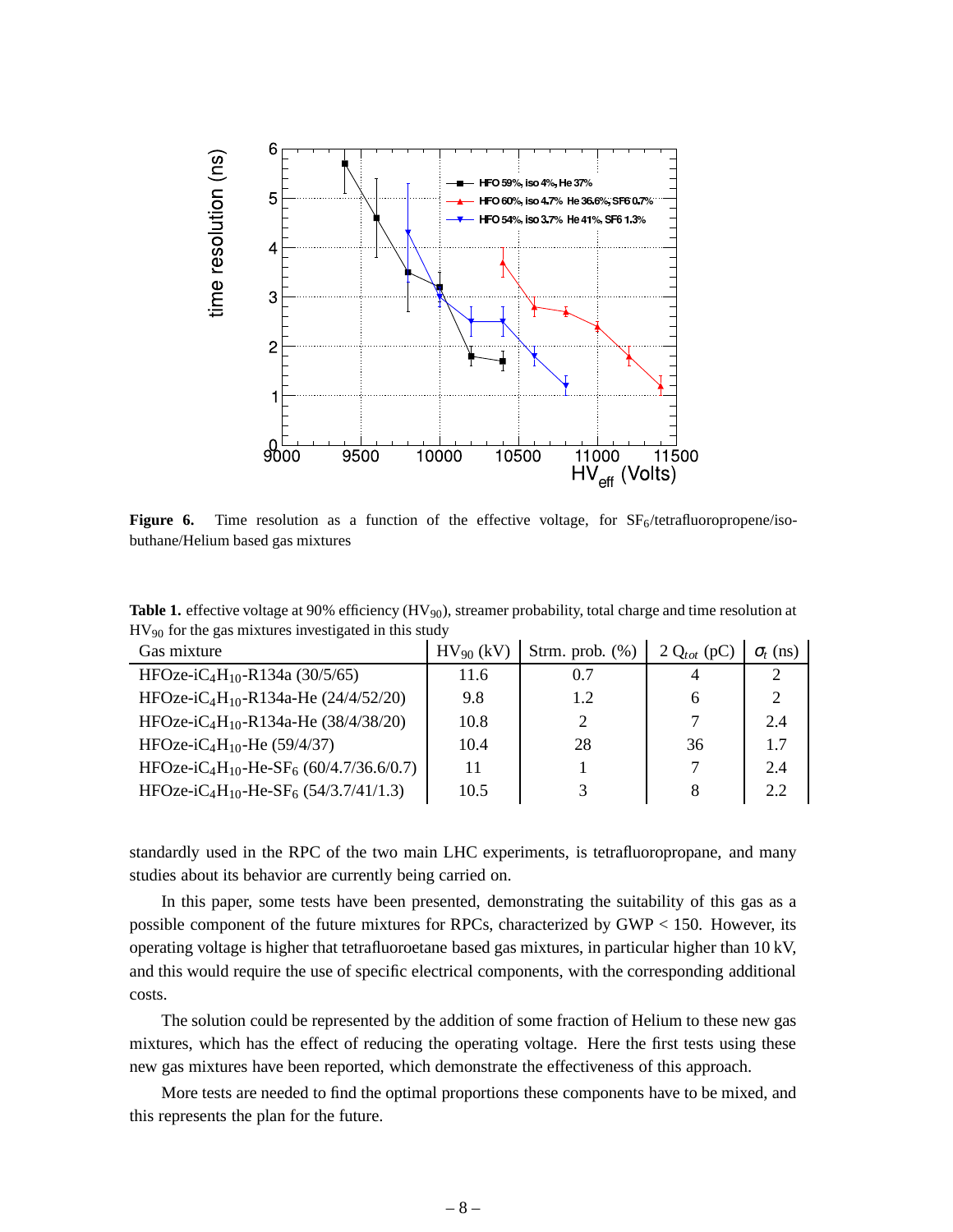**Figure 6.** Time resolution as a function of the effective voltage, for $SF_6$/tetrafluoropropene/isobuthane/Helium based gas mixtures

**Table 1.** effective voltage at 90% efficiency ($HV_{90}$), streamer probability, total charge and time resolution at $HV_{90}$ for the gas mixtures investigated in this study

| Gas mixture | $HV_{90}$ (kV) | Strm. prob. (%) | 2 $Q_{tot}$ (pC) | $\sigma_t$ (ns) |
|---|---|---|---|---|
| HFOze-$iC_4H_{10}$-R134a (30/5/65) | 11.6 | 0.7 | 4 | 2 |
| HFOze-$iC_4H_{10}$-R134a-He (24/4/52/20) | 9.8 | 1.2 | 6 | 2 |
| HFOze-$iC_4H_{10}$-R134a-He (38/4/38/20) | 10.8 | 2 | 7 | 2.4 |
| HFOze-$iC_4H_{10}$-He (59/4/37) | 10.4 | 28 | 36 | 1.7 |
| HFOze-$iC_4H_{10}$-He-$SF_6$ (60/4.7/36.6/0.7) | 11 | 1 | 7 | 2.4 |
| HFOze-$iC_4H_{10}$-He-$SF_6$ (54/3.7/41/1.3) | 10.5 | 3 | 8 | 2.2 |

standardly used in the RPC of the two main LHC experiments, is tetrafluoropropane, and many studies about its behavior are currently being carried on.

In this paper, some tests have been presented, demonstrating the suitability of this gas as a possible component of the future mixtures for RPCs, characterized by GWP < 150. However, its operating voltage is higher that tetrafluoroetane based gas mixtures, in particular higher than 10 kV, and this would require the use of specific electrical components, with the corresponding additional costs.

The solution could be represented by the addition of some fraction of Helium to these new gas mixtures, which has the effect of reducing the operating voltage. Here the first tests using these new gas mixtures have been reported, which demonstrate the effectiveness of this approach.

More tests are needed to find the optimal proportions these components have to be mixed, and this represents the plan for the future.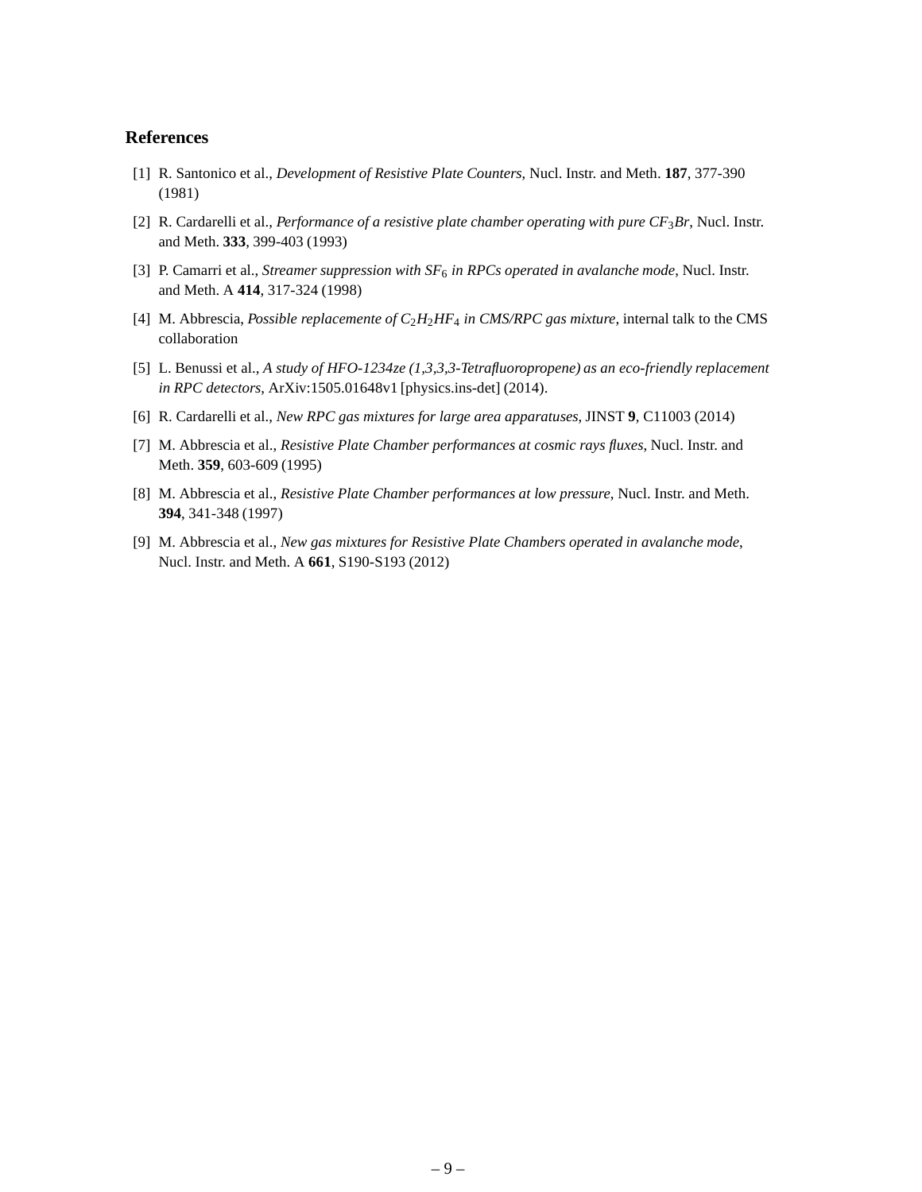## References

[1] R. Santonico et al., *Development of Resistive Plate Counters*, Nucl. Instr. and Meth. **187**, 377-390 (1981)

[2] R. Cardarelli et al., *Performance of a resistive plate chamber operating with pure $CF_3Br$*, Nucl. Instr. and Meth. **333**, 399-403 (1993)

[3] P. Camarri et al., *Streamer suppression with $SF_6$ in RPCs operated in avalanche mode*, Nucl. Instr. and Meth. A **414**, 317-324 (1998)

[4] M. Abbrescia, *Possible replacemente of $C_2H_2HF_4$ in CMS/RPC gas mixture*, internal talk to the CMS collaboration

[5] L. Benussi et al., *A study of HFO-1234ze (1,3,3,3-Tetrafluoropropene) as an eco-friendly replacement in RPC detectors*, ArXiv:1505.01648v1 [physics.ins-det] (2014).

[6] R. Cardarelli et al., *New RPC gas mixtures for large area apparatuses*, JINST **9**, C11003 (2014)

[7] M. Abbrescia et al., *Resistive Plate Chamber performances at cosmic rays fluxes*, Nucl. Instr. and Meth. **359**, 603-609 (1995)

[8] M. Abbrescia et al., *Resistive Plate Chamber performances at low pressure*, Nucl. Instr. and Meth. **394**, 341-348 (1997)

[9] M. Abbrescia et al., *New gas mixtures for Resistive Plate Chambers operated in avalanche mode*, Nucl. Instr. and Meth. A **661**, S190-S193 (2012)